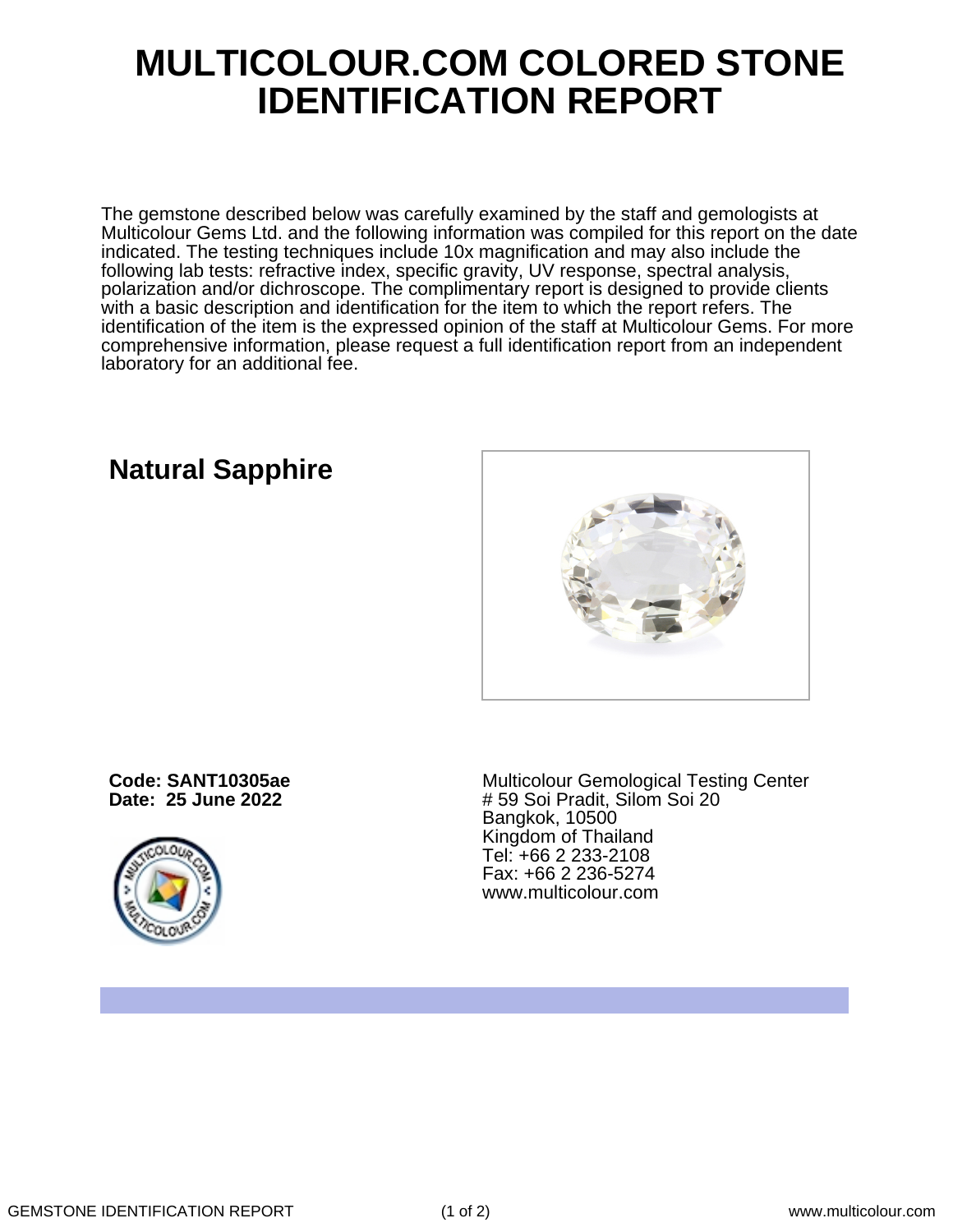# MULTICOLOUR.COM COLORED STONE IDENTIFICATION REPORT

The gemstone described below was carefully examined by the staff and gemologists at Multicolour Gems Ltd. and the following information was compiled for this report on the date indicated. The testing techniques include 10x magnification and may also include the following lab tests: refractive index, specific gravity, UV response, spectral analysis, polarization and/or dichroscope. The complimentary report is designed to provide clients with a basic description and identification for the item to which the report refers. The identification of the item is the expressed opinion of the staff at Multicolour Gems. For more comprehensive information, please request a full identification report from an independent laboratory for an additional fee.

## Natural Sapphire

**Code: SANT10305ae**
**Date: 25 June 2022**

Multicolour Gemological Testing Center
# 59 Soi Pradit, Silom Soi 20
Bangkok, 10500
Kingdom of Thailand
Tel: +66 2 233-2108
Fax: +66 2 236-5274
www.multicolour.com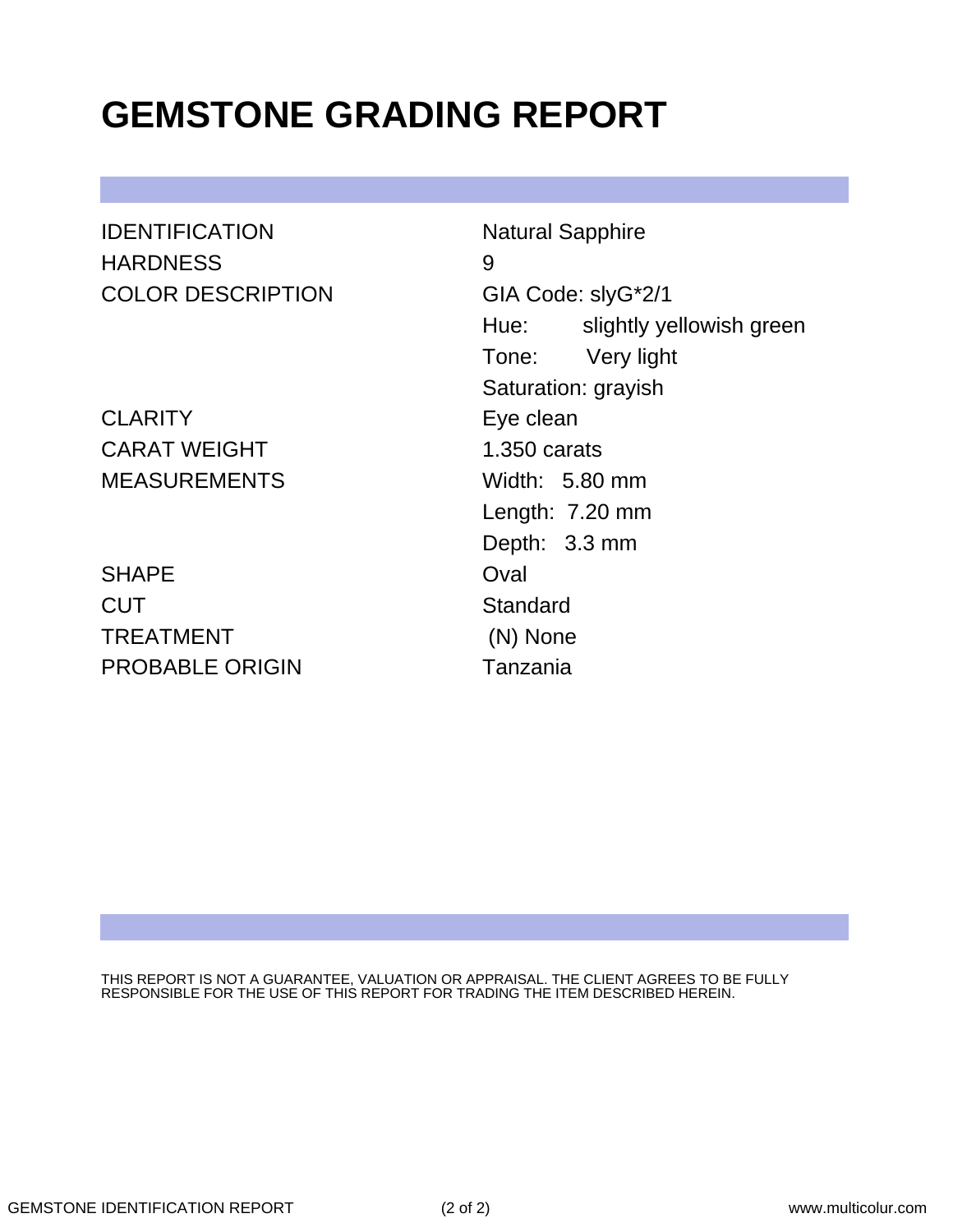# GEMSTONE GRADING REPORT

| | |
|---|---|
| IDENTIFICATION | Natural Sapphire |
| HARDNESS | 9 |
| COLOR DESCRIPTION | GIA Code: slyG*2/1 |
| | Hue: slightly yellowish green |
| | Tone: Very light |
| | Saturation: grayish |
| CLARITY | Eye clean |
| CARAT WEIGHT | 1.350 carats |
| MEASUREMENTS | Width: 5.80 mm |
| | Length: 7.20 mm |
| | Depth: 3.3 mm |
| SHAPE | Oval |
| CUT | Standard |
| TREATMENT | (N) None |
| PROBABLE ORIGIN | Tanzania |

THIS REPORT IS NOT A GUARANTEE, VALUATION OR APPRAISAL. THE CLIENT AGREES TO BE FULLY RESPONSIBLE FOR THE USE OF THIS REPORT FOR TRADING THE ITEM DESCRIBED HEREIN.